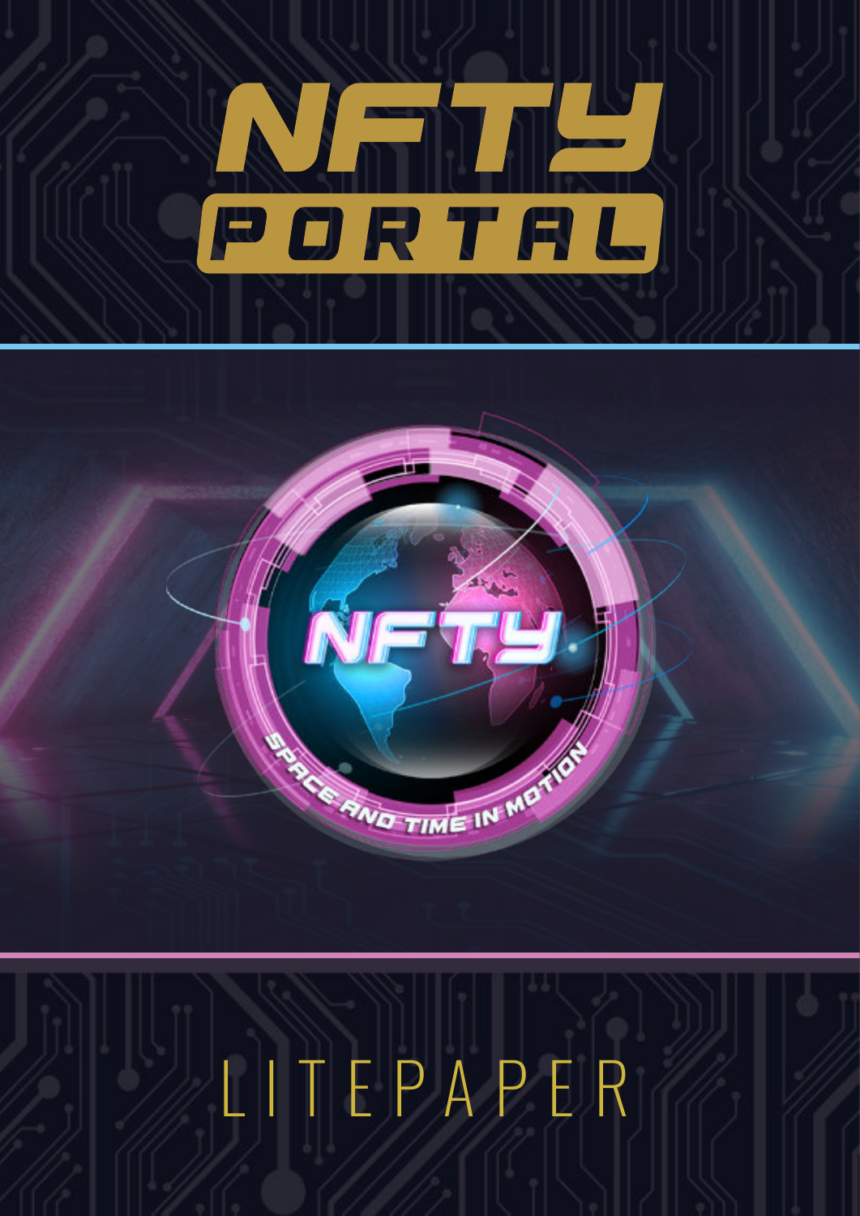# NFTY PORTAL

LITEPAPER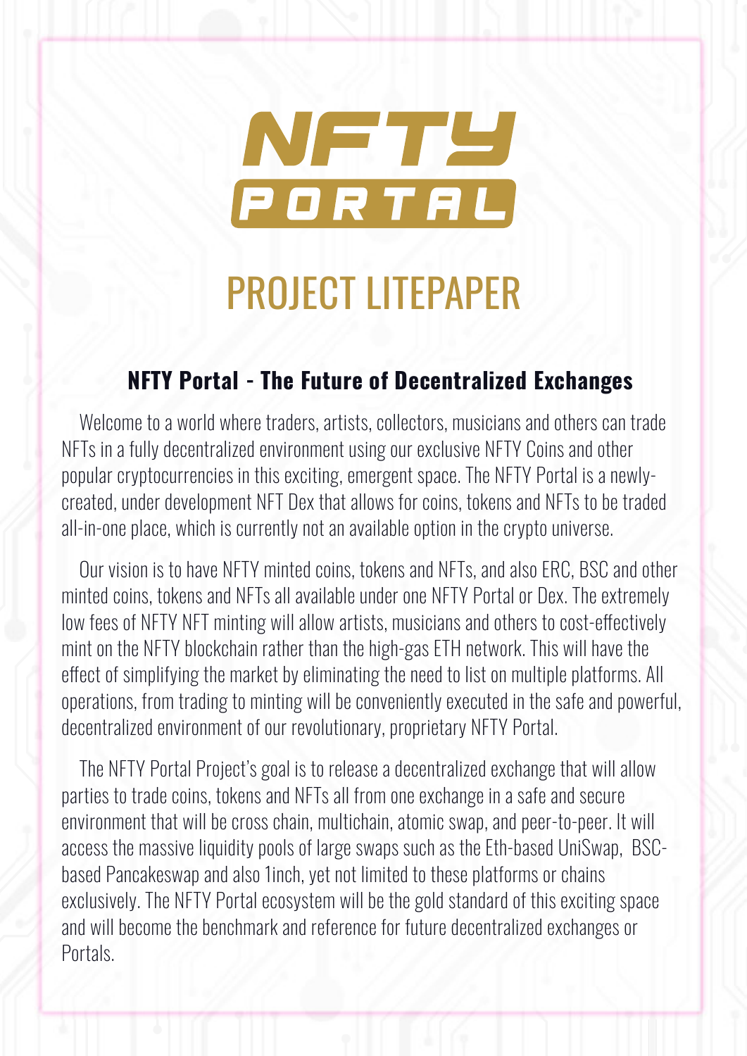# NFTY PORTAL

# PROJECT LITEPAPER

## NFTY Portal - The Future of Decentralized Exchanges

Welcome to a world where traders, artists, collectors, musicians and others can trade NFTs in a fully decentralized environment using our exclusive NFTY Coins and other popular cryptocurrencies in this exciting, emergent space. The NFTY Portal is a newly-created, under development NFT Dex that allows for coins, tokens and NFTs to be traded all-in-one place, which is currently not an available option in the crypto universe.

Our vision is to have NFTY minted coins, tokens and NFTs, and also ERC, BSC and other minted coins, tokens and NFTs all available under one NFTY Portal or Dex. The extremely low fees of NFTY NFT minting will allow artists, musicians and others to cost-effectively mint on the NFTY blockchain rather than the high-gas ETH network. This will have the effect of simplifying the market by eliminating the need to list on multiple platforms. All operations, from trading to minting will be conveniently executed in the safe and powerful, decentralized environment of our revolutionary, proprietary NFTY Portal.

The NFTY Portal Project's goal is to release a decentralized exchange that will allow parties to trade coins, tokens and NFTs all from one exchange in a safe and secure environment that will be cross chain, multichain, atomic swap, and peer-to-peer. It will access the massive liquidity pools of large swaps such as the Eth-based UniSwap, BSC-based Pancakeswap and also 1inch, yet not limited to these platforms or chains exclusively. The NFTY Portal ecosystem will be the gold standard of this exciting space and will become the benchmark and reference for future decentralized exchanges or Portals.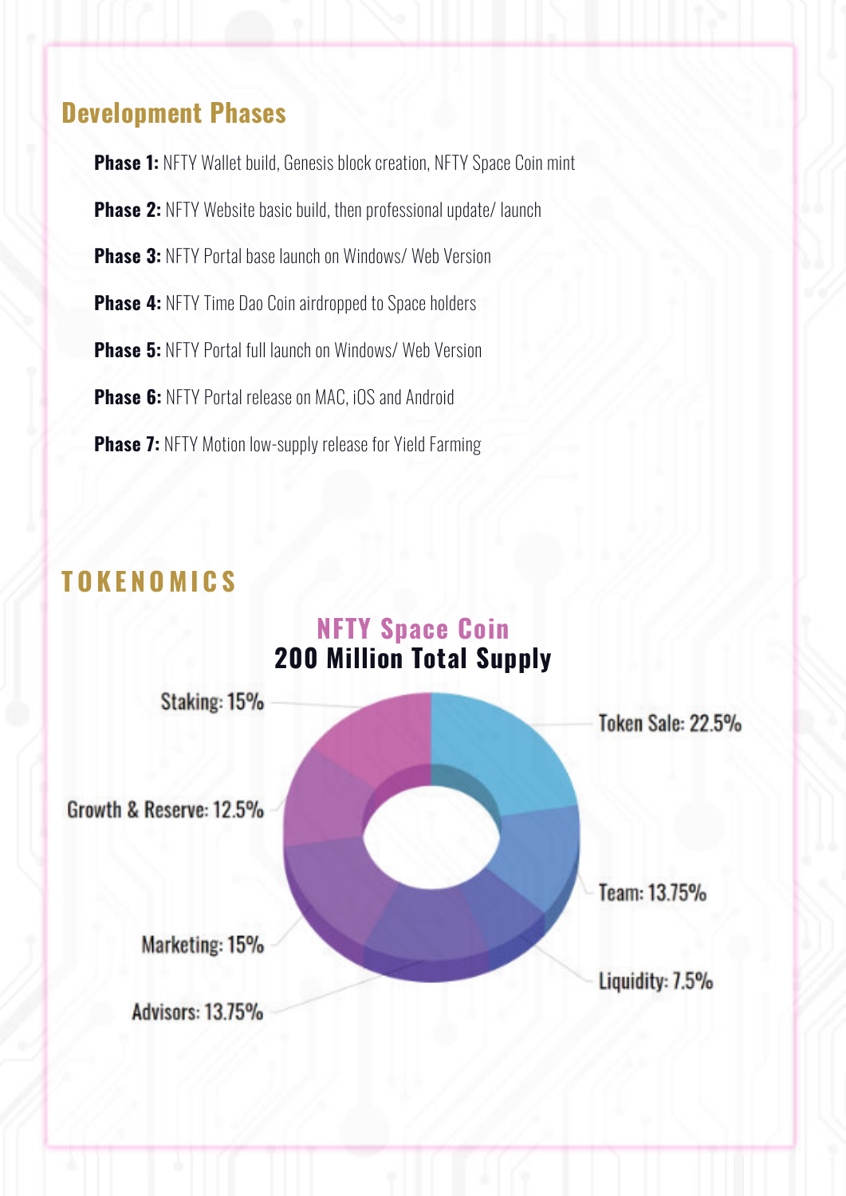## Development Phases

**Phase 1:** NFTY Wallet build, Genesis block creation, NFTY Space Coin mint

**Phase 2:** NFTY Website basic build, then professional update/ launch

**Phase 3:** NFTY Portal base launch on Windows/ Web Version

**Phase 4:** NFTY Time Dao Coin airdropped to Space holders

**Phase 5:** NFTY Portal full launch on Windows/ Web Version

**Phase 6:** NFTY Portal release on MAC, iOS and Android

**Phase 7:** NFTY Motion low-supply release for Yield Farming

## TOKENOMICS

**NFTY Space Coin**
**200 Million Total Supply**

Staking: 15%

Token Sale: 22.5%

Growth & Reserve: 12.5%

Team: 13.75%

Marketing: 15%

Liquidity: 7.5%

Advisors: 13.75%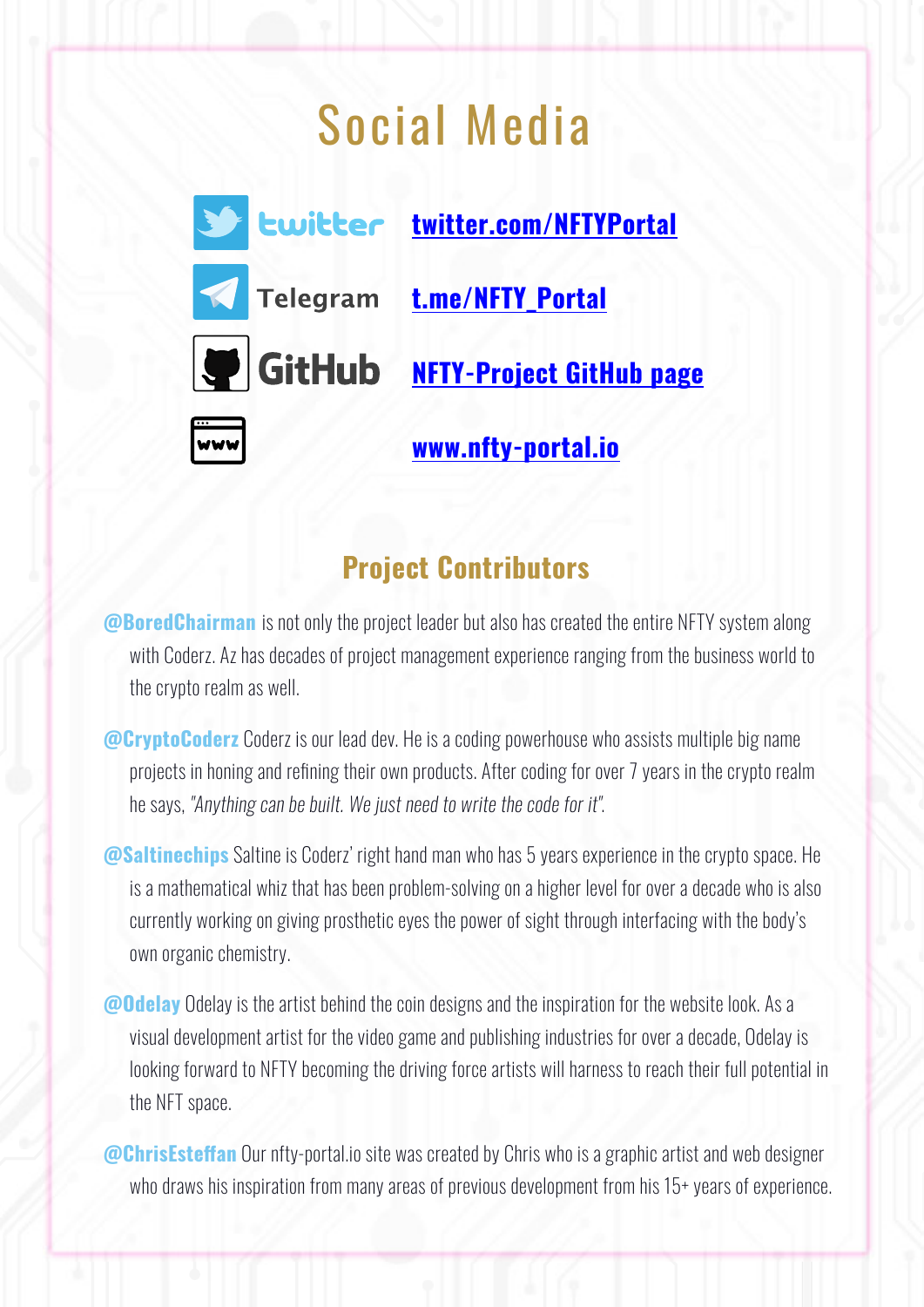# Social Media

twitter **twitter.com/NFTYPortal**

Telegram **t.me/NFTY_Portal**

GitHub **NFTY-Project GitHub page**

**www.nfty-portal.io**

## Project Contributors

**@BoredChairman** is not only the project leader but also has created the entire NFTY system along with Coderz. Az has decades of project management experience ranging from the business world to the crypto realm as well.

**@CryptoCoderz** Coderz is our lead dev. He is a coding powerhouse who assists multiple big name projects in honing and refining their own products. After coding for over 7 years in the crypto realm he says, *"Anything can be built. We just need to write the code for it".*

**@Saltinechips** Saltine is Coderz' right hand man who has 5 years experience in the crypto space. He is a mathematical whiz that has been problem-solving on a higher level for over a decade who is also currently working on giving prosthetic eyes the power of sight through interfacing with the body's own organic chemistry.

**@Odelay** Odelay is the artist behind the coin designs and the inspiration for the website look. As a visual development artist for the video game and publishing industries for over a decade, Odelay is looking forward to NFTY becoming the driving force artists will harness to reach their full potential in the NFT space.

**@ChrisEsteffan** Our nfty-portal.io site was created by Chris who is a graphic artist and web designer who draws his inspiration from many areas of previous development from his 15+ years of experience.